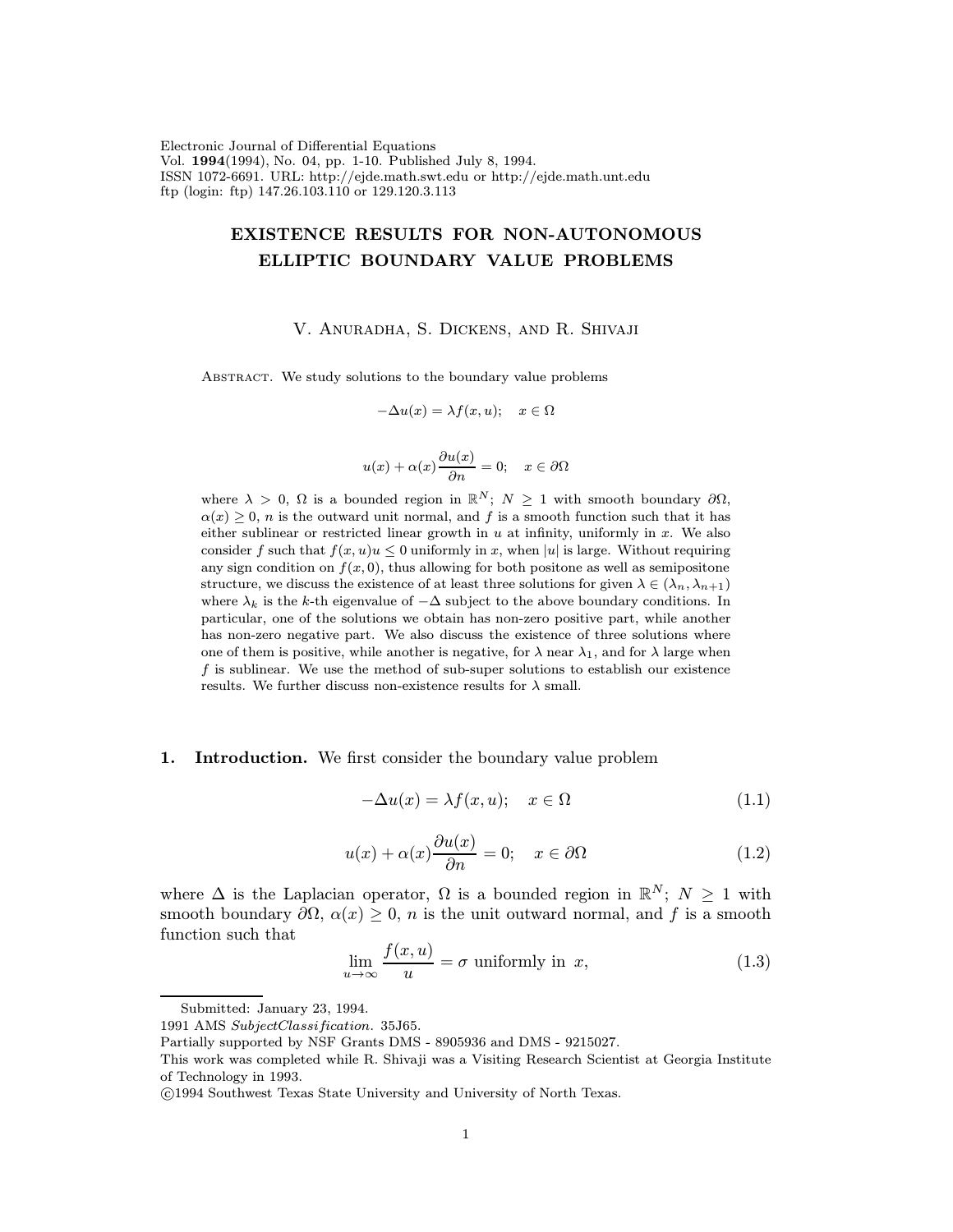Electronic Journal of Differential Equations
Vol. **1994**(1994), No. 04, pp. 1-10. Published July 8, 1994.
ISSN 1072-6691. URL: http://ejde.math.swt.edu or http://ejde.math.unt.edu
ftp (login: ftp) 147.26.103.110 or 129.120.3.113

# EXISTENCE RESULTS FOR NON-AUTONOMOUS ELLIPTIC BOUNDARY VALUE PROBLEMS

V. Anuradha, S. Dickens, and R. Shivaji

Abstract. We study solutions to the boundary value problems

$$-\Delta u(x) = \lambda f(x, u); \quad x \in \Omega$$

$$u(x) + \alpha(x)\frac{\partial u(x)}{\partial n} = 0; \quad x \in \partial\Omega$$

where $\lambda > 0$, $\Omega$ is a bounded region in $\mathbb{R}^N$; $N \geq 1$ with smooth boundary $\partial\Omega$, $\alpha(x) \geq 0$, $n$ is the outward unit normal, and $f$ is a smooth function such that it has either sublinear or restricted linear growth in $u$ at infinity, uniformly in $x$. We also consider $f$ such that $f(x, u)u \leq 0$ uniformly in $x$, when $|u|$ is large. Without requiring any sign condition on $f(x, 0)$, thus allowing for both positone as well as semipositone structure, we discuss the existence of at least three solutions for given $\lambda \in (\lambda_n, \lambda_{n+1})$ where $\lambda_k$ is the $k$-th eigenvalue of $-\Delta$ subject to the above boundary conditions. In particular, one of the solutions we obtain has non-zero positive part, while another has non-zero negative part. We also discuss the existence of three solutions where one of them is positive, while another is negative, for $\lambda$ near $\lambda_1$, and for $\lambda$ large when $f$ is sublinear. We use the method of sub-super solutions to establish our existence results. We further discuss non-existence results for $\lambda$ small.

## 1. Introduction.

We first consider the boundary value problem

$$-\Delta u(x) = \lambda f(x, u); \quad x \in \Omega \tag{1.1}$$

$$u(x) + \alpha(x)\frac{\partial u(x)}{\partial n} = 0; \quad x \in \partial\Omega \tag{1.2}$$

where $\Delta$ is the Laplacian operator, $\Omega$ is a bounded region in $\mathbb{R}^N$; $N \geq 1$ with smooth boundary $\partial\Omega$, $\alpha(x) \geq 0$, $n$ is the unit outward normal, and $f$ is a smooth function such that

$$\lim_{u \to \infty} \frac{f(x, u)}{u} = \sigma \text{ uniformly in } x, \tag{1.3}$$

---

Submitted: January 23, 1994.
1991 AMS *Subject Classification*. 35J65.
Partially supported by NSF Grants DMS - 8905936 and DMS - 9215027.
This work was completed while R. Shivaji was a Visiting Research Scientist at Georgia Institute of Technology in 1993.
©1994 Southwest Texas State University and University of North Texas.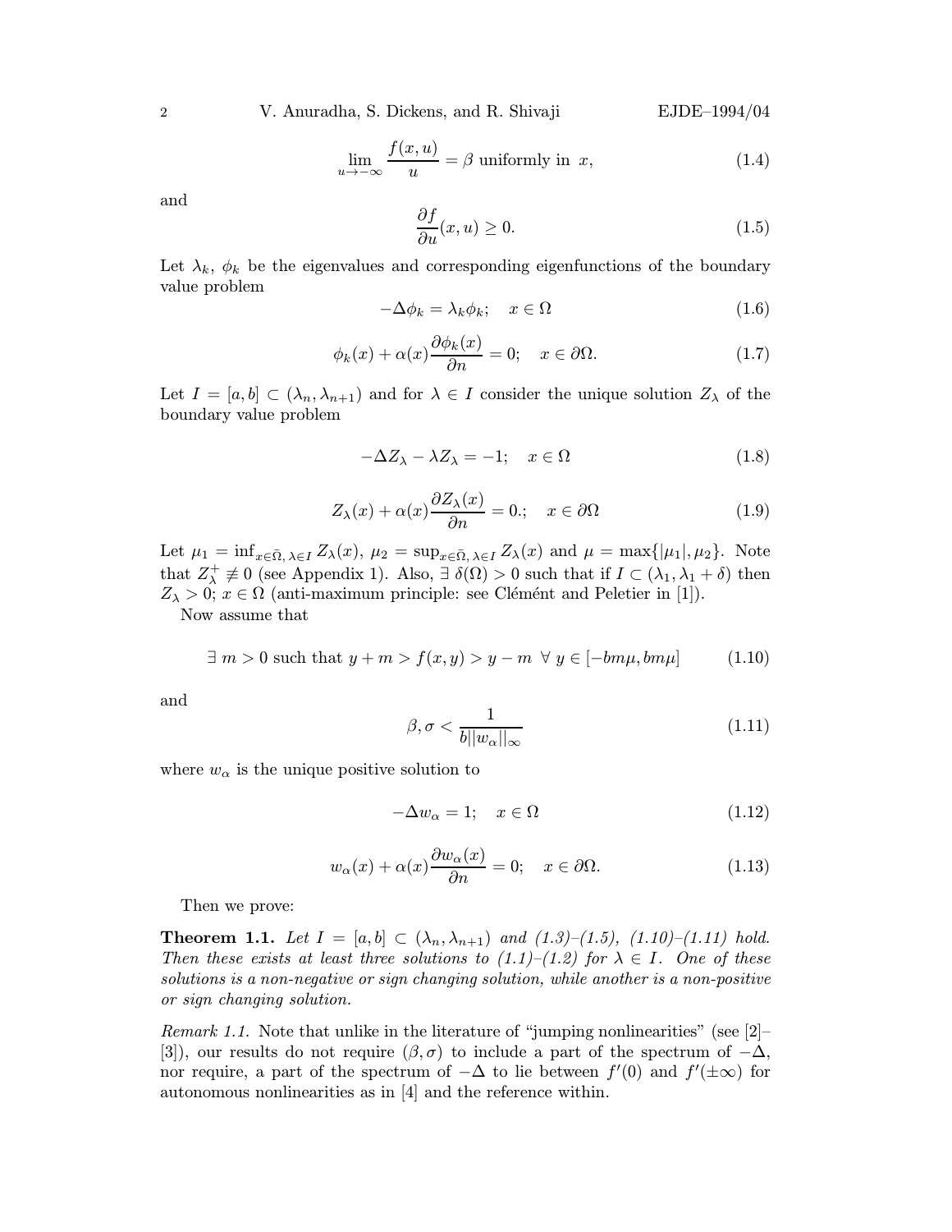$$\lim_{u \to -\infty} \frac{f(x,u)}{u} = \beta \text{ uniformly in } x, \tag{1.4}$$

and

$$\frac{\partial f}{\partial u}(x,u) \geq 0. \tag{1.5}$$

Let $\lambda_k$, $\phi_k$ be the eigenvalues and corresponding eigenfunctions of the boundary value problem

$$-\Delta \phi_k = \lambda_k \phi_k; \quad x \in \Omega \tag{1.6}$$

$$\phi_k(x) + \alpha(x) \frac{\partial \phi_k(x)}{\partial n} = 0; \quad x \in \partial\Omega. \tag{1.7}$$

Let $I = [a,b] \subset (\lambda_n, \lambda_{n+1})$ and for $\lambda \in I$ consider the unique solution $Z_\lambda$ of the boundary value problem

$$-\Delta Z_\lambda - \lambda Z_\lambda = -1; \quad x \in \Omega \tag{1.8}$$

$$Z_\lambda(x) + \alpha(x) \frac{\partial Z_\lambda(x)}{\partial n} = 0.; \quad x \in \partial\Omega \tag{1.9}$$

Let $\mu_1 = \inf_{x \in \bar{\Omega},\, \lambda \in I} Z_\lambda(x)$, $\mu_2 = \sup_{x \in \bar{\Omega},\, \lambda \in I} Z_\lambda(x)$ and $\mu = \max\{|\mu_1|, \mu_2\}$. Note that $Z_\lambda^+ \not\equiv 0$ (see Appendix 1). Also, $\exists\, \delta(\Omega) > 0$ such that if $I \subset (\lambda_1, \lambda_1 + \delta)$ then $Z_\lambda > 0$; $x \in \Omega$ (anti-maximum principle: see Clémént and Peletier in [1]).

Now assume that

$$\exists\, m > 0 \text{ such that } y + m > f(x,y) > y - m \;\; \forall\, y \in [-bm\mu, bm\mu] \tag{1.10}$$

and

$$\beta, \sigma < \frac{1}{b||w_\alpha||_\infty} \tag{1.11}$$

where $w_\alpha$ is the unique positive solution to

$$-\Delta w_\alpha = 1; \quad x \in \Omega \tag{1.12}$$

$$w_\alpha(x) + \alpha(x) \frac{\partial w_\alpha(x)}{\partial n} = 0; \quad x \in \partial\Omega. \tag{1.13}$$

Then we prove:

**Theorem 1.1.** *Let $I = [a,b] \subset (\lambda_n, \lambda_{n+1})$ and (1.3)–(1.5), (1.10)–(1.11) hold. Then these exists at least three solutions to (1.1)–(1.2) for $\lambda \in I$. One of these solutions is a non-negative or sign changing solution, while another is a non-positive or sign changing solution.*

*Remark 1.1.* Note that unlike in the literature of "jumping nonlinearities" (see [2]–[3]), our results do not require $(\beta, \sigma)$ to include a part of the spectrum of $-\Delta$, nor require, a part of the spectrum of $-\Delta$ to lie between $f'(0)$ and $f'(\pm\infty)$ for autonomous nonlinearities as in [4] and the reference within.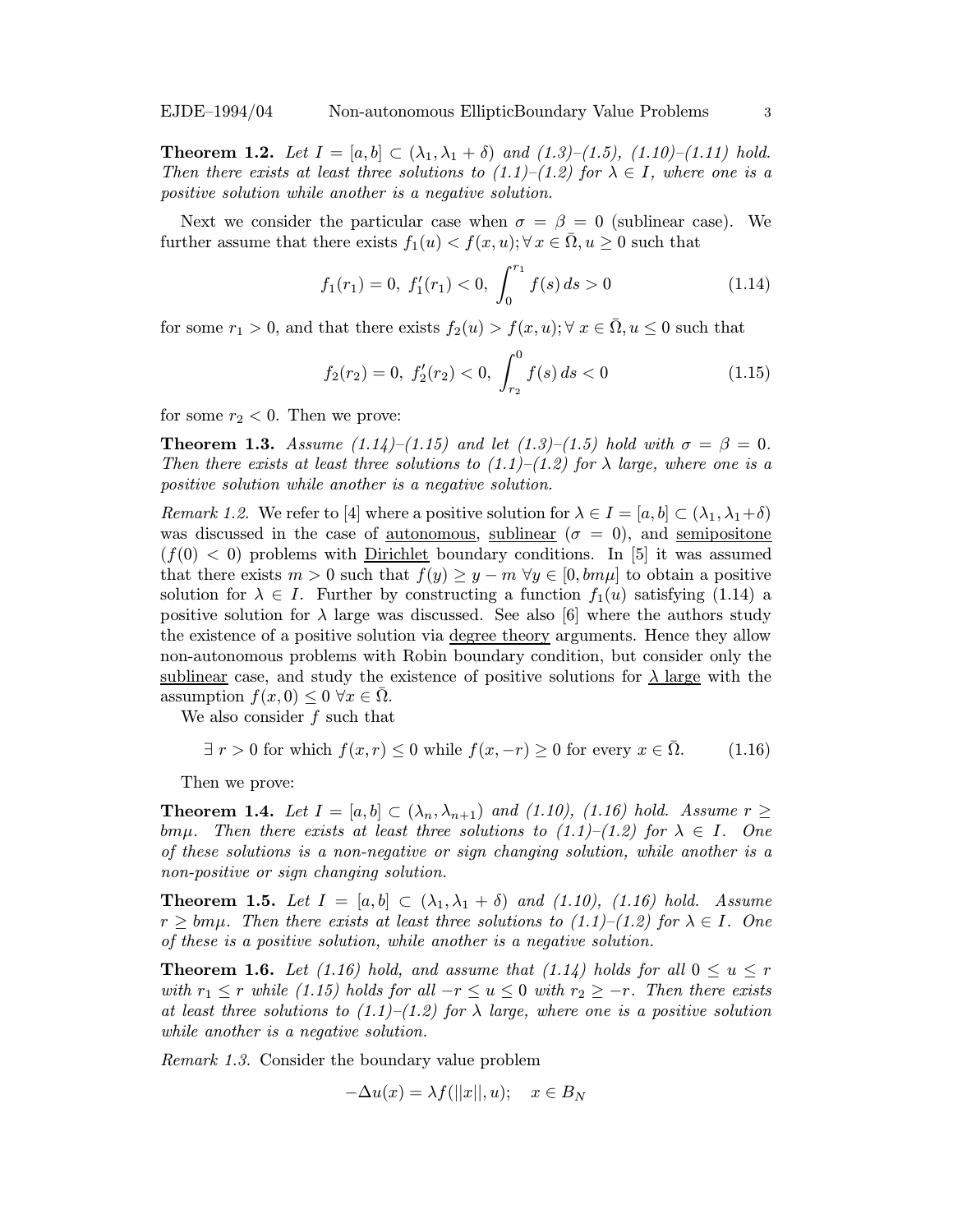**Theorem 1.2.** *Let $I = [a, b] \subset (\lambda_1, \lambda_1 + \delta)$ and (1.3)–(1.5), (1.10)–(1.11) hold. Then there exists at least three solutions to (1.1)–(1.2) for $\lambda \in I$, where one is a positive solution while another is a negative solution.*

Next we consider the particular case when $\sigma = \beta = 0$ (sublinear case). We further assume that there exists $f_1(u) < f(x, u); \forall\, x \in \bar{\Omega}, u \geq 0$ such that

$$f_1(r_1) = 0,\ f_1'(r_1) < 0,\ \int_0^{r_1} f(s)\, ds > 0 \tag{1.14}$$

for some $r_1 > 0$, and that there exists $f_2(u) > f(x, u); \forall\, x \in \bar{\Omega}, u \leq 0$ such that

$$f_2(r_2) = 0,\ f_2'(r_2) < 0,\ \int_{r_2}^{0} f(s)\, ds < 0 \tag{1.15}$$

for some $r_2 < 0$. Then we prove:

**Theorem 1.3.** *Assume (1.14)–(1.15) and let (1.3)–(1.5) hold with $\sigma = \beta = 0$. Then there exists at least three solutions to (1.1)–(1.2) for $\lambda$ large, where one is a positive solution while another is a negative solution.*

*Remark 1.2.* We refer to [4] where a positive solution for $\lambda \in I = [a, b] \subset (\lambda_1, \lambda_1 + \delta)$ was discussed in the case of <u>autonomous</u>, <u>sublinear</u> ($\sigma = 0$), and <u>semipositone</u> ($f(0) < 0$) problems with <u>Dirichlet</u> boundary conditions. In [5] it was assumed that there exists $m > 0$ such that $f(y) \geq y - m\ \forall y \in [0, bm\mu]$ to obtain a positive solution for $\lambda \in I$. Further by constructing a function $f_1(u)$ satisfying (1.14) a positive solution for $\lambda$ large was discussed. See also [6] where the authors study the existence of a positive solution via <u>degree theory</u> arguments. Hence they allow non-autonomous problems with Robin boundary condition, but consider only the <u>sublinear</u> case, and study the existence of positive solutions for <u>$\lambda$ large</u> with the assumption $f(x, 0) \leq 0\ \forall x \in \bar{\Omega}$.

We also consider $f$ such that

$$\exists\ r > 0 \text{ for which } f(x, r) \leq 0 \text{ while } f(x, -r) \geq 0 \text{ for every } x \in \bar{\Omega}. \tag{1.16}$$

Then we prove:

**Theorem 1.4.** *Let $I = [a, b] \subset (\lambda_n, \lambda_{n+1})$ and (1.10), (1.16) hold. Assume $r \geq bm\mu$. Then there exists at least three solutions to (1.1)–(1.2) for $\lambda \in I$. One of these solutions is a non-negative or sign changing solution, while another is a non-positive or sign changing solution.*

**Theorem 1.5.** *Let $I = [a, b] \subset (\lambda_1, \lambda_1 + \delta)$ and (1.10), (1.16) hold. Assume $r \geq bm\mu$. Then there exists at least three solutions to (1.1)–(1.2) for $\lambda \in I$. One of these is a positive solution, while another is a negative solution.*

**Theorem 1.6.** *Let (1.16) hold, and assume that (1.14) holds for all $0 \leq u \leq r$ with $r_1 \leq r$ while (1.15) holds for all $-r \leq u \leq 0$ with $r_2 \geq -r$. Then there exists at least three solutions to (1.1)–(1.2) for $\lambda$ large, where one is a positive solution while another is a negative solution.*

*Remark 1.3.* Consider the boundary value problem

$$-\Delta u(x) = \lambda f(||x||, u); \quad x \in B_N$$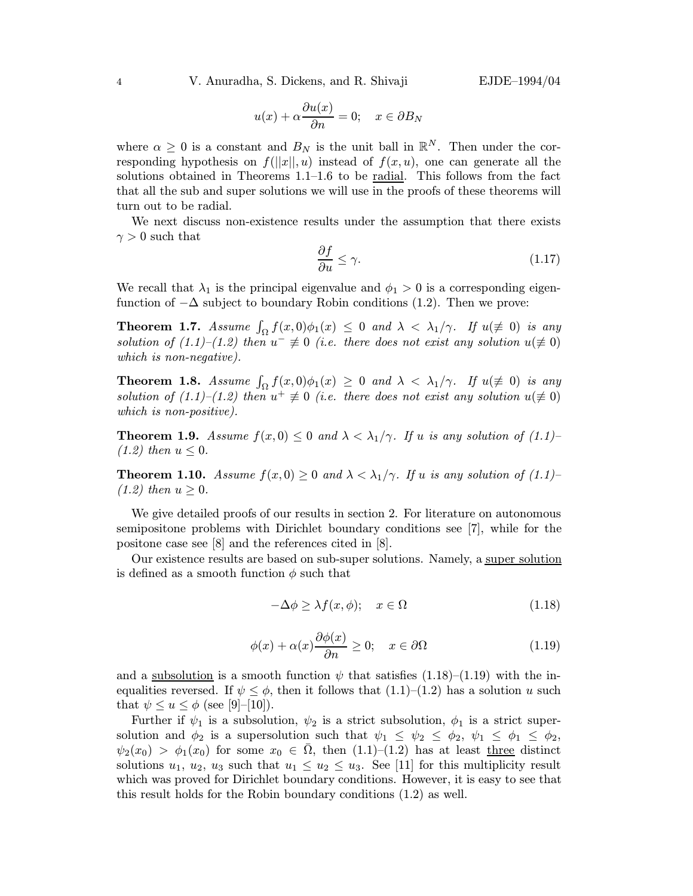$$u(x) + \alpha \frac{\partial u(x)}{\partial n} = 0; \quad x \in \partial B_N$$

where $\alpha \geq 0$ is a constant and $B_N$ is the unit ball in $\mathbb{R}^N$. Then under the corresponding hypothesis on $f(||x||, u)$ instead of $f(x, u)$, one can generate all the solutions obtained in Theorems 1.1–1.6 to be radial. This follows from the fact that all the sub and super solutions we will use in the proofs of these theorems will turn out to be radial.

We next discuss non-existence results under the assumption that there exists $\gamma > 0$ such that

$$\frac{\partial f}{\partial u} \leq \gamma. \tag{1.17}$$

We recall that $\lambda_1$ is the principal eigenvalue and $\phi_1 > 0$ is a corresponding eigenfunction of $-\Delta$ subject to boundary Robin conditions (1.2). Then we prove:

**Theorem 1.7.** *Assume $\int_\Omega f(x, 0)\phi_1(x) \leq 0$ and $\lambda < \lambda_1/\gamma$. If $u(\not\equiv 0)$ is any solution of (1.1)–(1.2) then $u^- \not\equiv 0$ (i.e. there does not exist any solution $u(\not\equiv 0)$ which is non-negative).*

**Theorem 1.8.** *Assume $\int_\Omega f(x, 0)\phi_1(x) \geq 0$ and $\lambda < \lambda_1/\gamma$. If $u(\not\equiv 0)$ is any solution of (1.1)–(1.2) then $u^+ \not\equiv 0$ (i.e. there does not exist any solution $u(\not\equiv 0)$ which is non-positive).*

**Theorem 1.9.** *Assume $f(x, 0) \leq 0$ and $\lambda < \lambda_1/\gamma$. If $u$ is any solution of (1.1)–(1.2) then $u \leq 0$.*

**Theorem 1.10.** *Assume $f(x, 0) \geq 0$ and $\lambda < \lambda_1/\gamma$. If $u$ is any solution of (1.1)–(1.2) then $u \geq 0$.*

We give detailed proofs of our results in section 2. For literature on autonomous semipositone problems with Dirichlet boundary conditions see [7], while for the positone case see [8] and the references cited in [8].

Our existence results are based on sub-super solutions. Namely, a super solution is defined as a smooth function $\phi$ such that

$$-\Delta\phi \geq \lambda f(x, \phi); \quad x \in \Omega \tag{1.18}$$

$$\phi(x) + \alpha(x)\frac{\partial \phi(x)}{\partial n} \geq 0; \quad x \in \partial\Omega \tag{1.19}$$

and a subsolution is a smooth function $\psi$ that satisfies (1.18)–(1.19) with the inequalities reversed. If $\psi \leq \phi$, then it follows that (1.1)–(1.2) has a solution $u$ such that $\psi \leq u \leq \phi$ (see [9]–[10]).

Further if $\psi_1$ is a subsolution, $\psi_2$ is a strict subsolution, $\phi_1$ is a strict supersolution and $\phi_2$ is a supersolution such that $\psi_1 \leq \psi_2 \leq \phi_2$, $\psi_1 \leq \phi_1 \leq \phi_2$, $\psi_2(x_0) > \phi_1(x_0)$ for some $x_0 \in \bar{\Omega}$, then (1.1)–(1.2) has at least three distinct solutions $u_1$, $u_2$, $u_3$ such that $u_1 \leq u_2 \leq u_3$. See [11] for this multiplicity result which was proved for Dirichlet boundary conditions. However, it is easy to see that this result holds for the Robin boundary conditions (1.2) as well.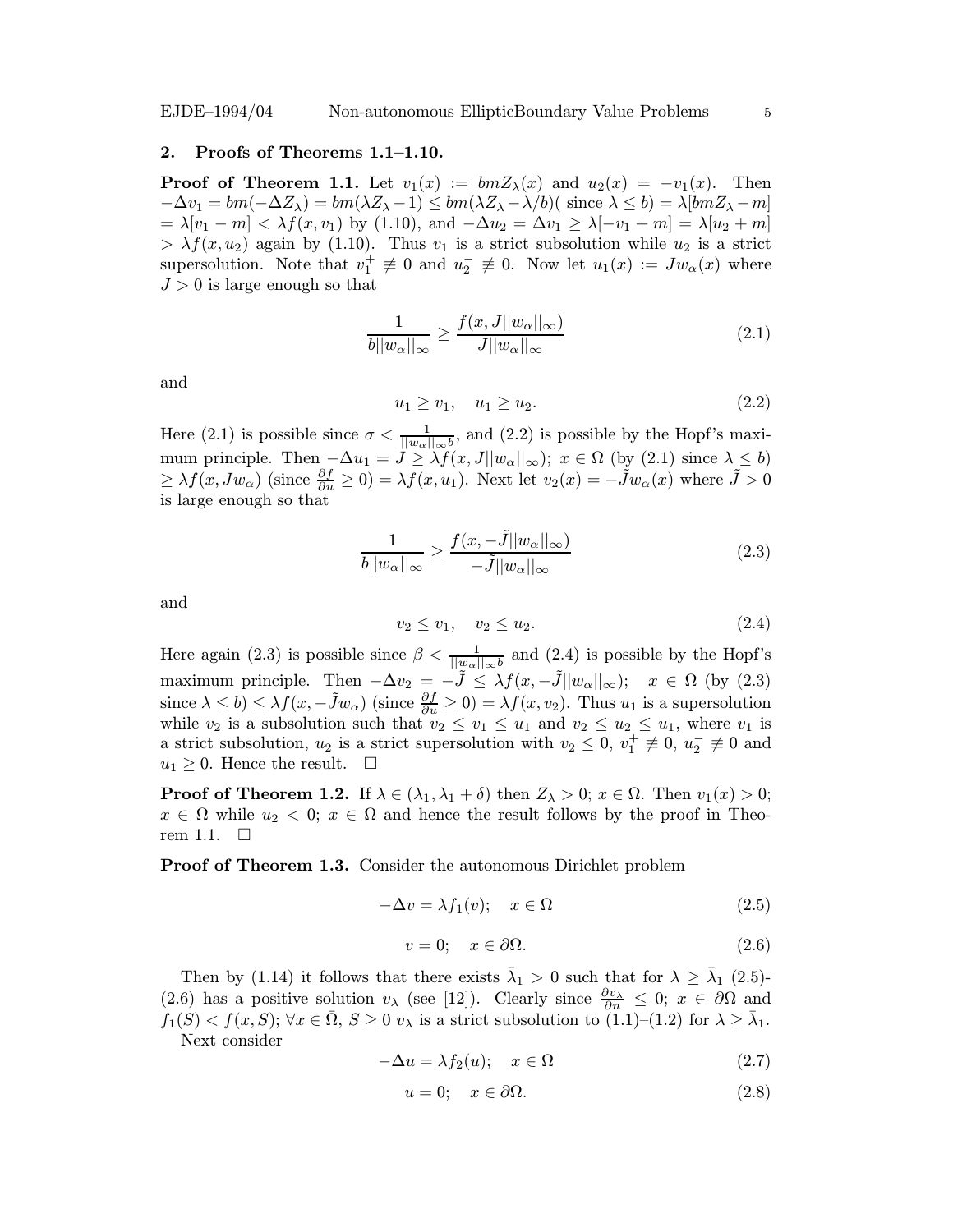## 2. Proofs of Theorems 1.1–1.10.

**Proof of Theorem 1.1.** Let $v_1(x) := bmZ_\lambda(x)$ and $u_2(x) = -v_1(x)$. Then $-\Delta v_1 = bm(-\Delta Z_\lambda) = bm(\lambda Z_\lambda - 1) \leq bm(\lambda Z_\lambda - \lambda/b)($ since $\lambda \leq b) = \lambda[bmZ_\lambda - m]$ $= \lambda[v_1 - m] < \lambda f(x, v_1)$ by (1.10), and $-\Delta u_2 = \Delta v_1 \geq \lambda[-v_1 + m] = \lambda[u_2 + m]$ $> \lambda f(x, u_2)$ again by (1.10). Thus $v_1$ is a strict subsolution while $u_2$ is a strict supersolution. Note that $v_1^+ \not\equiv 0$ and $u_2^- \not\equiv 0$. Now let $u_1(x) := Jw_\alpha(x)$ where $J > 0$ is large enough so that

$$\frac{1}{b||w_\alpha||_\infty} \geq \frac{f(x, J||w_\alpha||_\infty)}{J||w_\alpha||_\infty} \tag{2.1}$$

and

$$u_1 \geq v_1, \quad u_1 \geq u_2. \tag{2.2}$$

Here (2.1) is possible since $\sigma < \frac{1}{||w_\alpha||_\infty b}$, and (2.2) is possible by the Hopf's maximum principle. Then $-\Delta u_1 = J \geq \lambda f(x, J||w_\alpha||_\infty)$; $x \in \Omega$ (by (2.1) since $\lambda \leq b$) $\geq \lambda f(x, Jw_\alpha)$ (since $\frac{\partial f}{\partial u} \geq 0) = \lambda f(x, u_1)$. Next let $v_2(x) = -\tilde{J}w_\alpha(x)$ where $\tilde{J} > 0$ is large enough so that

$$\frac{1}{b||w_\alpha||_\infty} \geq \frac{f(x, -\tilde{J}||w_\alpha||_\infty)}{-\tilde{J}||w_\alpha||_\infty} \tag{2.3}$$

and

$$v_2 \leq v_1, \quad v_2 \leq u_2. \tag{2.4}$$

Here again (2.3) is possible since $\beta < \frac{1}{||w_\alpha||_\infty b}$ and (2.4) is possible by the Hopf's maximum principle. Then $-\Delta v_2 = -\tilde{J} \leq \lambda f(x, -\tilde{J}||w_\alpha||_\infty)$; $\quad x \in \Omega$ (by (2.3) since $\lambda \leq b) \leq \lambda f(x, -\tilde{J}w_\alpha)$ (since $\frac{\partial f}{\partial u} \geq 0) = \lambda f(x, v_2)$. Thus $u_1$ is a supersolution while $v_2$ is a subsolution such that $v_2 \leq v_1 \leq u_1$ and $v_2 \leq u_2 \leq u_1$, where $v_1$ is a strict subsolution, $u_2$ is a strict supersolution with $v_2 \leq 0$, $v_1^+ \not\equiv 0$, $u_2^- \not\equiv 0$ and $u_1 \geq 0$. Hence the result. $\square$

**Proof of Theorem 1.2.** If $\lambda \in (\lambda_1, \lambda_1 + \delta)$ then $Z_\lambda > 0$; $x \in \Omega$. Then $v_1(x) > 0$; $x \in \Omega$ while $u_2 < 0$; $x \in \Omega$ and hence the result follows by the proof in Theorem 1.1. $\square$

**Proof of Theorem 1.3.** Consider the autonomous Dirichlet problem

$$-\Delta v = \lambda f_1(v); \quad x \in \Omega \tag{2.5}$$

$$v = 0; \quad x \in \partial\Omega. \tag{2.6}$$

Then by (1.14) it follows that there exists $\bar{\lambda}_1 > 0$ such that for $\lambda \geq \bar{\lambda}_1$ (2.5)-(2.6) has a positive solution $v_\lambda$ (see [12]). Clearly since $\frac{\partial v_\lambda}{\partial n} \leq 0$; $x \in \partial\Omega$ and $f_1(S) < f(x, S)$; $\forall x \in \bar{\Omega}$, $S \geq 0$ $v_\lambda$ is a strict subsolution to (1.1)–(1.2) for $\lambda \geq \bar{\lambda}_1$.

Next consider

$$-\Delta u = \lambda f_2(u); \quad x \in \Omega \tag{2.7}$$

$$u = 0; \quad x \in \partial\Omega. \tag{2.8}$$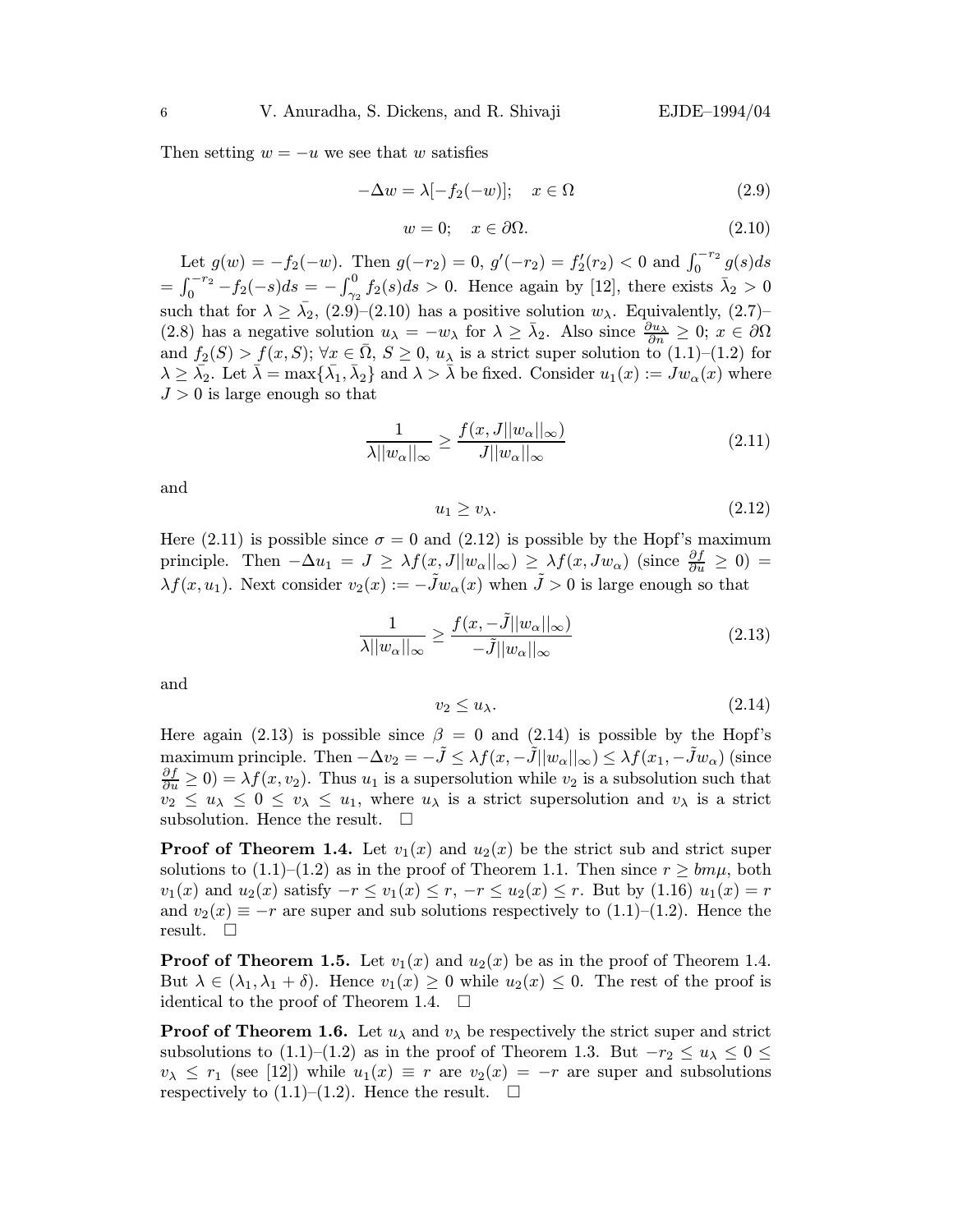Then setting $w = -u$ we see that $w$ satisfies

$$-\Delta w = \lambda[-f_2(-w)]; \quad x \in \Omega \tag{2.9}$$

$$w = 0; \quad x \in \partial\Omega. \tag{2.10}$$

Let $g(w) = -f_2(-w)$. Then $g(-r_2) = 0$, $g'(-r_2) = f_2'(r_2) < 0$ and $\int_0^{-r_2} g(s)ds = \int_0^{-r_2} -f_2(-s)ds = -\int_{\gamma_2}^0 f_2(s)ds > 0$. Hence again by [12], there exists $\bar{\lambda}_2 > 0$ such that for $\lambda \geq \bar{\lambda}_2$, (2.9)–(2.10) has a positive solution $w_\lambda$. Equivalently, (2.7)–(2.8) has a negative solution $u_\lambda = -w_\lambda$ for $\lambda \geq \bar{\lambda}_2$. Also since $\frac{\partial u_\lambda}{\partial n} \geq 0$; $x \in \partial\Omega$ and $f_2(S) > f(x, S)$; $\forall x \in \bar{\Omega}$, $S \geq 0$, $u_\lambda$ is a strict super solution to (1.1)–(1.2) for $\lambda \geq \bar{\lambda}_2$. Let $\bar{\lambda} = \max\{\bar{\lambda}_1, \bar{\lambda}_2\}$ and $\lambda > \bar{\lambda}$ be fixed. Consider $u_1(x) := Jw_\alpha(x)$ where $J > 0$ is large enough so that

$$\frac{1}{\lambda ||w_\alpha||_\infty} \geq \frac{f(x, J||w_\alpha||_\infty)}{J||w_\alpha||_\infty} \tag{2.11}$$

and

$$u_1 \geq v_\lambda. \tag{2.12}$$

Here (2.11) is possible since $\sigma = 0$ and (2.12) is possible by the Hopf's maximum principle. Then $-\Delta u_1 = J \geq \lambda f(x, J||w_\alpha||_\infty) \geq \lambda f(x, Jw_\alpha)$ (since $\frac{\partial f}{\partial u} \geq 0$) $= \lambda f(x, u_1)$. Next consider $v_2(x) := -\tilde{J}w_\alpha(x)$ when $\tilde{J} > 0$ is large enough so that

$$\frac{1}{\lambda ||w_\alpha||_\infty} \geq \frac{f(x, -\tilde{J}||w_\alpha||_\infty)}{-\tilde{J}||w_\alpha||_\infty} \tag{2.13}$$

and

$$v_2 \leq u_\lambda. \tag{2.14}$$

Here again (2.13) is possible since $\beta = 0$ and (2.14) is possible by the Hopf's maximum principle. Then $-\Delta v_2 = -\tilde{J} \leq \lambda f(x, -\tilde{J}||w_\alpha||_\infty) \leq \lambda f(x_1, -\tilde{J}w_\alpha)$ (since $\frac{\partial f}{\partial u} \geq 0$) $= \lambda f(x, v_2)$. Thus $u_1$ is a supersolution while $v_2$ is a subsolution such that $v_2 \leq u_\lambda \leq 0 \leq v_\lambda \leq u_1$, where $u_\lambda$ is a strict supersolution and $v_\lambda$ is a strict subsolution. Hence the result. $\Box$

**Proof of Theorem 1.4.** Let $v_1(x)$ and $u_2(x)$ be the strict sub and strict super solutions to (1.1)–(1.2) as in the proof of Theorem 1.1. Then since $r \geq bm\mu$, both $v_1(x)$ and $u_2(x)$ satisfy $-r \leq v_1(x) \leq r$, $-r \leq u_2(x) \leq r$. But by (1.16) $u_1(x) = r$ and $v_2(x) \equiv -r$ are super and sub solutions respectively to (1.1)–(1.2). Hence the result. $\Box$

**Proof of Theorem 1.5.** Let $v_1(x)$ and $u_2(x)$ be as in the proof of Theorem 1.4. But $\lambda \in (\lambda_1, \lambda_1 + \delta)$. Hence $v_1(x) \geq 0$ while $u_2(x) \leq 0$. The rest of the proof is identical to the proof of Theorem 1.4. $\Box$

**Proof of Theorem 1.6.** Let $u_\lambda$ and $v_\lambda$ be respectively the strict super and strict subsolutions to (1.1)–(1.2) as in the proof of Theorem 1.3. But $-r_2 \leq u_\lambda \leq 0 \leq v_\lambda \leq r_1$ (see [12]) while $u_1(x) \equiv r$ are $v_2(x) = -r$ are super and subsolutions respectively to (1.1)–(1.2). Hence the result. $\Box$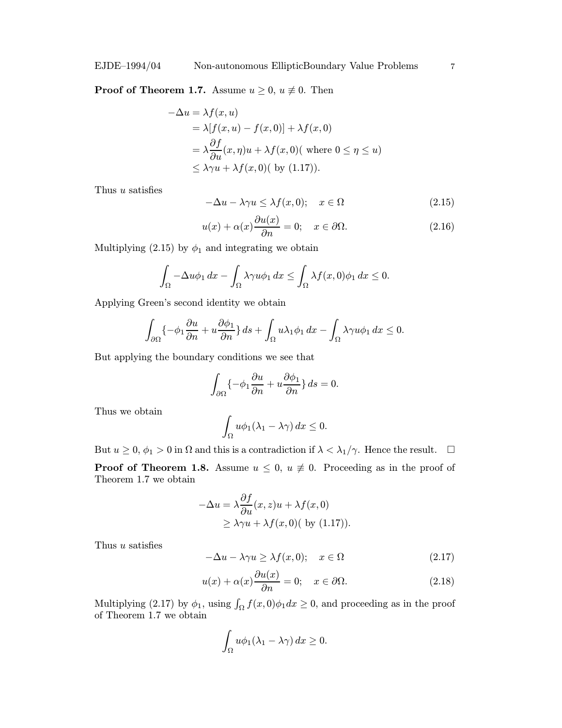**Proof of Theorem 1.7.** Assume $u \geq 0$, $u \not\equiv 0$. Then

$$
\begin{aligned}
-\Delta u &= \lambda f(x, u) \\
&= \lambda[f(x, u) - f(x, 0)] + \lambda f(x, 0) \\
&= \lambda \frac{\partial f}{\partial u}(x, \eta) u + \lambda f(x, 0) (\text{ where } 0 \leq \eta \leq u) \\
&\leq \lambda \gamma u + \lambda f(x, 0) (\text{ by } (1.17)).
\end{aligned}
$$

Thus $u$ satisfies

$$
-\Delta u - \lambda \gamma u \leq \lambda f(x, 0); \quad x \in \Omega \tag{2.15}
$$

$$
u(x) + \alpha(x) \frac{\partial u(x)}{\partial n} = 0; \quad x \in \partial\Omega. \tag{2.16}
$$

Multiplying (2.15) by $\phi_1$ and integrating we obtain

$$
\int_\Omega -\Delta u \phi_1 \, dx - \int_\Omega \lambda \gamma u \phi_1 \, dx \leq \int_\Omega \lambda f(x, 0) \phi_1 \, dx \leq 0.
$$

Applying Green's second identity we obtain

$$
\int_{\partial\Omega} \{-\phi_1 \frac{\partial u}{\partial n} + u \frac{\partial \phi_1}{\partial n}\} \, ds + \int_\Omega u \lambda_1 \phi_1 \, dx - \int_\Omega \lambda \gamma u \phi_1 \, dx \leq 0.
$$

But applying the boundary conditions we see that

$$
\int_{\partial\Omega} \{-\phi_1 \frac{\partial u}{\partial n} + u \frac{\partial \phi_1}{\partial n}\} \, ds = 0.
$$

Thus we obtain

$$
\int_\Omega u \phi_1 (\lambda_1 - \lambda \gamma) \, dx \leq 0.
$$

But $u \geq 0$, $\phi_1 > 0$ in $\Omega$ and this is a contradiction if $\lambda < \lambda_1/\gamma$. Hence the result. $\square$

**Proof of Theorem 1.8.** Assume $u \leq 0$, $u \not\equiv 0$. Proceeding as in the proof of Theorem 1.7 we obtain

$$
\begin{aligned}
-\Delta u &= \lambda \frac{\partial f}{\partial u}(x, z) u + \lambda f(x, 0) \\
&\geq \lambda \gamma u + \lambda f(x, 0) (\text{ by } (1.17)).
\end{aligned}
$$

Thus $u$ satisfies

$$
-\Delta u - \lambda \gamma u \geq \lambda f(x, 0); \quad x \in \Omega \tag{2.17}
$$

$$
u(x) + \alpha(x) \frac{\partial u(x)}{\partial n} = 0; \quad x \in \partial\Omega. \tag{2.18}
$$

Multiplying (2.17) by $\phi_1$, using $\int_\Omega f(x, 0) \phi_1 dx \geq 0$, and proceeding as in the proof of Theorem 1.7 we obtain

$$
\int_\Omega u \phi_1 (\lambda_1 - \lambda \gamma) \, dx \geq 0.
$$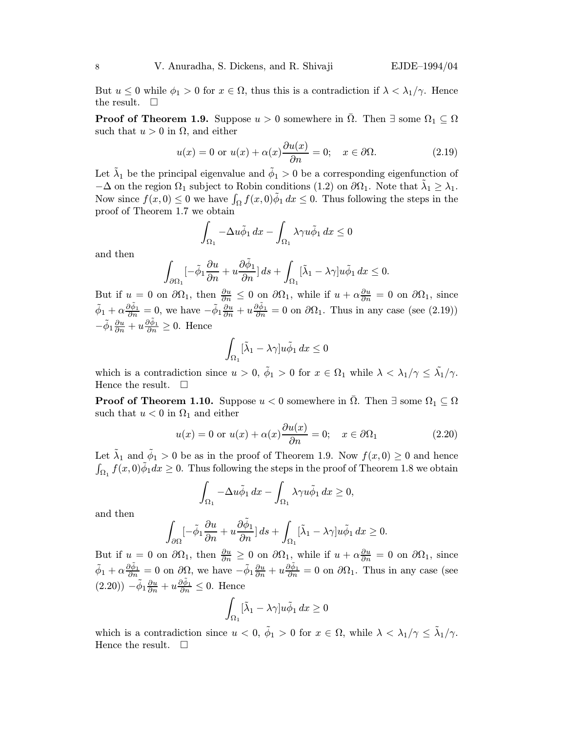But $u \leq 0$ while $\phi_1 > 0$ for $x \in \Omega$, thus this is a contradiction if $\lambda < \lambda_1/\gamma$. Hence the result. $\square$

**Proof of Theorem 1.9.** Suppose $u > 0$ somewhere in $\bar{\Omega}$. Then $\exists$ some $\Omega_1 \subseteq \Omega$ such that $u > 0$ in $\Omega$, and either

$$u(x) = 0 \text{ or } u(x) + \alpha(x)\frac{\partial u(x)}{\partial n} = 0; \quad x \in \partial\Omega. \tag{2.19}$$

Let $\tilde{\lambda}_1$ be the principal eigenvalue and $\tilde{\phi}_1 > 0$ be a corresponding eigenfunction of $-\Delta$ on the region $\Omega_1$ subject to Robin conditions (1.2) on $\partial\Omega_1$. Note that $\tilde{\lambda}_1 \geq \lambda_1$. Now since $f(x, 0) \leq 0$ we have $\int_\Omega f(x, 0)\tilde{\phi}_1 \, dx \leq 0$. Thus following the steps in the proof of Theorem 1.7 we obtain

$$\int_{\Omega_1} -\Delta u\tilde{\phi}_1 \, dx - \int_{\Omega_1} \lambda\gamma u\tilde{\phi}_1 \, dx \leq 0$$

and then

$$\int_{\partial\Omega_1} [-\tilde{\phi}_1 \frac{\partial u}{\partial n} + u\frac{\partial\tilde{\phi}_1}{\partial n}] \, ds + \int_{\Omega_1} [\tilde{\lambda}_1 - \lambda\gamma]u\tilde{\phi}_1 \, dx \leq 0.$$

But if $u = 0$ on $\partial\Omega_1$, then $\frac{\partial u}{\partial n} \leq 0$ on $\partial\Omega_1$, while if $u + \alpha\frac{\partial u}{\partial n} = 0$ on $\partial\Omega_1$, since $\tilde{\phi}_1 + \alpha\frac{\partial\tilde{\phi}_1}{\partial n} = 0$, we have $-\tilde{\phi}_1\frac{\partial u}{\partial n} + u\frac{\partial\tilde{\phi}_1}{\partial n} = 0$ on $\partial\Omega_1$. Thus in any case (see (2.19)) $-\tilde{\phi}_1\frac{\partial u}{\partial n} + u\frac{\partial\tilde{\phi}_1}{\partial n} \geq 0$. Hence

$$\int_{\Omega_1} [\tilde{\lambda}_1 - \lambda\gamma]u\tilde{\phi}_1 \, dx \leq 0$$

which is a contradiction since $u > 0$, $\tilde{\phi}_1 > 0$ for $x \in \Omega_1$ while $\lambda < \lambda_1/\gamma \leq \tilde{\lambda}_1/\gamma$. Hence the result. $\square$

**Proof of Theorem 1.10.** Suppose $u < 0$ somewhere in $\bar{\Omega}$. Then $\exists$ some $\Omega_1 \subseteq \Omega$ such that $u < 0$ in $\Omega_1$ and either

$$u(x) = 0 \text{ or } u(x) + \alpha(x)\frac{\partial u(x)}{\partial n} = 0; \quad x \in \partial\Omega_1 \tag{2.20}$$

Let $\tilde{\lambda}_1$ and $\tilde{\phi}_1 > 0$ be as in the proof of Theorem 1.9. Now $f(x, 0) \geq 0$ and hence $\int_{\Omega_1} f(x, 0)\tilde{\phi}_1 dx \geq 0$. Thus following the steps in the proof of Theorem 1.8 we obtain

$$\int_{\Omega_1} -\Delta u\tilde{\phi}_1 \, dx - \int_{\Omega_1} \lambda\gamma u\tilde{\phi}_1 \, dx \geq 0,$$

and then

$$\int_{\partial\Omega} [-\tilde{\phi}_1 \frac{\partial u}{\partial n} + u\frac{\partial\tilde{\phi}_1}{\partial n}] \, ds + \int_{\Omega_1} [\tilde{\lambda}_1 - \lambda\gamma]u\tilde{\phi}_1 \, dx \geq 0.$$

But if $u = 0$ on $\partial\Omega_1$, then $\frac{\partial u}{\partial n} \geq 0$ on $\partial\Omega_1$, while if $u + \alpha\frac{\partial u}{\partial n} = 0$ on $\partial\Omega_1$, since $\tilde{\phi}_1 + \alpha\frac{\partial\tilde{\phi}_1}{\partial n} = 0$ on $\partial\Omega$, we have $-\tilde{\phi}_1\frac{\partial u}{\partial n} + u\frac{\partial\tilde{\phi}_1}{\partial n} = 0$ on $\partial\Omega_1$. Thus in any case (see (2.20)) $-\tilde{\phi}_1\frac{\partial u}{\partial n} + u\frac{\partial\tilde{\phi}_1}{\partial n} \leq 0$. Hence

$$\int_{\Omega_1} [\tilde{\lambda}_1 - \lambda\gamma]u\tilde{\phi}_1 \, dx \geq 0$$

which is a contradiction since $u < 0$, $\tilde{\phi}_1 > 0$ for $x \in \Omega$, while $\lambda < \lambda_1/\gamma \leq \tilde{\lambda}_1/\gamma$. Hence the result. $\square$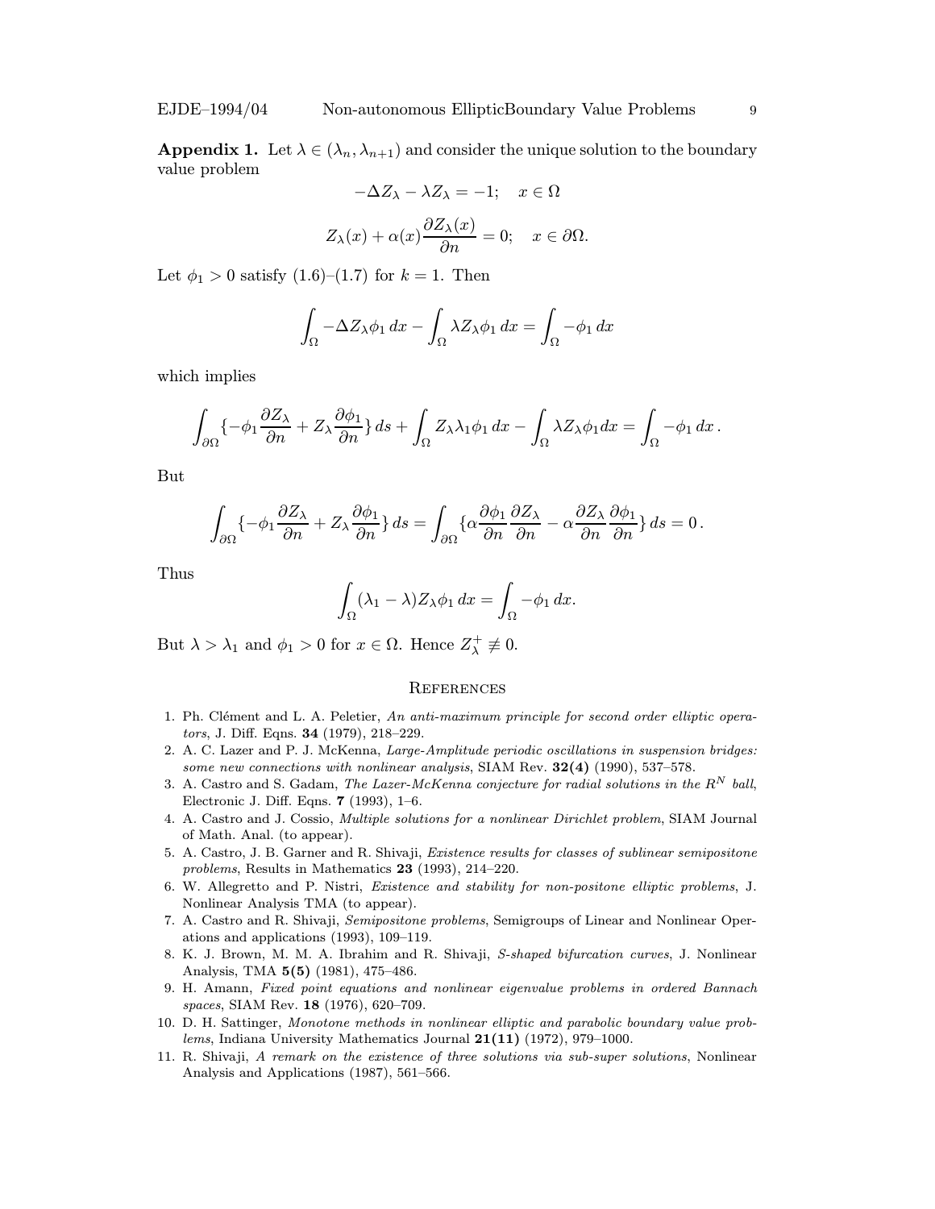**Appendix 1.** Let $\lambda \in (\lambda_n, \lambda_{n+1})$ and consider the unique solution to the boundary value problem

$$-\Delta Z_\lambda - \lambda Z_\lambda = -1; \quad x \in \Omega$$

$$Z_\lambda(x) + \alpha(x)\frac{\partial Z_\lambda(x)}{\partial n} = 0; \quad x \in \partial\Omega.$$

Let $\phi_1 > 0$ satisfy (1.6)–(1.7) for $k = 1$. Then

$$\int_\Omega -\Delta Z_\lambda \phi_1 \, dx - \int_\Omega \lambda Z_\lambda \phi_1 \, dx = \int_\Omega -\phi_1 \, dx$$

which implies

$$\int_{\partial\Omega} \{-\phi_1 \frac{\partial Z_\lambda}{\partial n} + Z_\lambda \frac{\partial \phi_1}{\partial n}\} \, ds + \int_\Omega Z_\lambda \lambda_1 \phi_1 \, dx - \int_\Omega \lambda Z_\lambda \phi_1 dx = \int_\Omega -\phi_1 \, dx \,.$$

But

$$\int_{\partial\Omega} \{-\phi_1 \frac{\partial Z_\lambda}{\partial n} + Z_\lambda \frac{\partial \phi_1}{\partial n}\} \, ds = \int_{\partial\Omega} \{\alpha \frac{\partial \phi_1}{\partial n} \frac{\partial Z_\lambda}{\partial n} - \alpha \frac{\partial Z_\lambda}{\partial n} \frac{\partial \phi_1}{\partial n}\} \, ds = 0 \,.$$

Thus

$$\int_\Omega (\lambda_1 - \lambda) Z_\lambda \phi_1 \, dx = \int_\Omega -\phi_1 \, dx.$$

But $\lambda > \lambda_1$ and $\phi_1 > 0$ for $x \in \Omega$. Hence $Z_\lambda^+ \not\equiv 0$.

## References

1. Ph. Clément and L. A. Peletier, *An anti-maximum principle for second order elliptic operators*, J. Diff. Eqns. **34** (1979), 218–229.
2. A. C. Lazer and P. J. McKenna, *Large-Amplitude periodic oscillations in suspension bridges: some new connections with nonlinear analysis*, SIAM Rev. **32(4)** (1990), 537–578.
3. A. Castro and S. Gadam, *The Lazer-McKenna conjecture for radial solutions in the $R^N$ ball*, Electronic J. Diff. Eqns. **7** (1993), 1–6.
4. A. Castro and J. Cossio, *Multiple solutions for a nonlinear Dirichlet problem*, SIAM Journal of Math. Anal. (to appear).
5. A. Castro, J. B. Garner and R. Shivaji, *Existence results for classes of sublinear semipositone problems*, Results in Mathematics **23** (1993), 214–220.
6. W. Allegretto and P. Nistri, *Existence and stability for non-positone elliptic problems*, J. Nonlinear Analysis TMA (to appear).
7. A. Castro and R. Shivaji, *Semipositone problems*, Semigroups of Linear and Nonlinear Operations and applications (1993), 109–119.
8. K. J. Brown, M. M. A. Ibrahim and R. Shivaji, *S-shaped bifurcation curves*, J. Nonlinear Analysis, TMA **5(5)** (1981), 475–486.
9. H. Amann, *Fixed point equations and nonlinear eigenvalue problems in ordered Bannach spaces*, SIAM Rev. **18** (1976), 620–709.
10. D. H. Sattinger, *Monotone methods in nonlinear elliptic and parabolic boundary value problems*, Indiana University Mathematics Journal **21(11)** (1972), 979–1000.
11. R. Shivaji, *A remark on the existence of three solutions via sub-super solutions*, Nonlinear Analysis and Applications (1987), 561–566.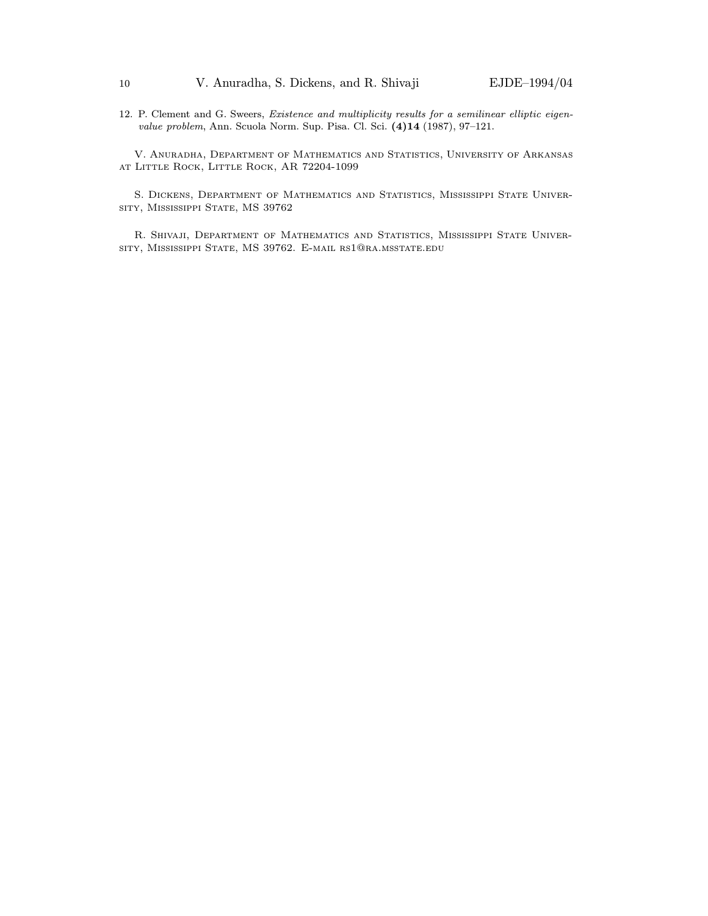12. P. Clement and G. Sweers, *Existence and multiplicity results for a semilinear elliptic eigenvalue problem*, Ann. Scuola Norm. Sup. Pisa. Cl. Sci. **(4)14** (1987), 97–121.

V. Anuradha, Department of Mathematics and Statistics, University of Arkansas at Little Rock, Little Rock, AR 72204-1099

S. Dickens, Department of Mathematics and Statistics, Mississippi State University, Mississippi State, MS 39762

R. Shivaji, Department of Mathematics and Statistics, Mississippi State University, Mississippi State, MS 39762. E-mail rs1@ra.msstate.edu